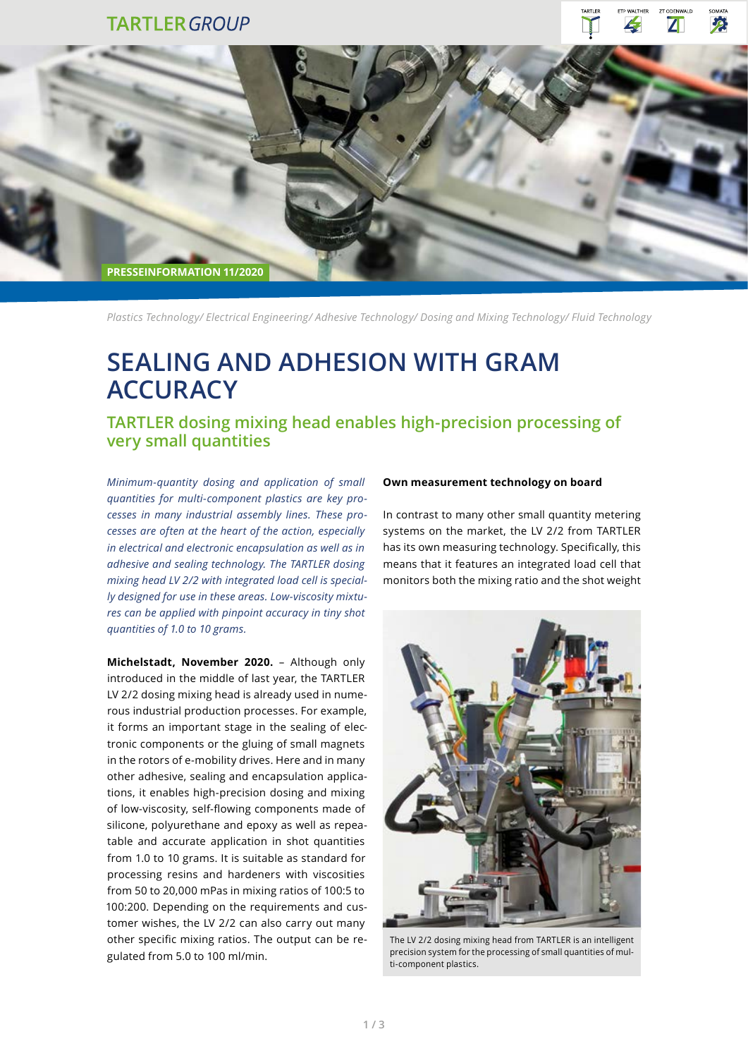TARTLER*GROUP*

PRESSEINFORMATION 11/2020

*Plastics Technology/ Electrical Engineering/ Adhesive Technology/ Dosing and Mixing Technology/ Fluid Technology*

# SEALING AND ADHESION WITH GRAM ACCURACY

## TARTLER dosing mixing head enables high-precision processing of very small quantities

*Minimum-quantity dosing and application of small quantities for multi-component plastics are key processes in many industrial assembly lines. These processes are often at the heart of the action, especially in electrical and electronic encapsulation as well as in adhesive and sealing technology. The TARTLER dosing mixing head LV 2/2 with integrated load cell is specially designed for use in these areas. Low-viscosity mixtures can be applied with pinpoint accuracy in tiny shot quantities of 1.0 to 10 grams.*

**Michelstadt, November 2020.** – Although only introduced in the middle of last year, the TARTLER LV 2/2 dosing mixing head is already used in numerous industrial production processes. For example, it forms an important stage in the sealing of electronic components or the gluing of small magnets in the rotors of e-mobility drives. Here and in many other adhesive, sealing and encapsulation applications, it enables high-precision dosing and mixing of low-viscosity, self-flowing components made of silicone, polyurethane and epoxy as well as repeatable and accurate application in shot quantities from 1.0 to 10 grams. It is suitable as standard for processing resins and hardeners with viscosities from 50 to 20,000 mPas in mixing ratios of 100:5 to 100:200. Depending on the requirements and customer wishes, the LV 2/2 can also carry out many other specific mixing ratios. The output can be regulated from 5.0 to 100 ml/min.

**Own measurement technology on board**

In contrast to many other small quantity metering systems on the market, the LV 2/2 from TARTLER has its own measuring technology. Specifically, this means that it features an integrated load cell that monitors both the mixing ratio and the shot weight

The LV 2/2 dosing mixing head from TARTLER is an intelligent precision system for the processing of small quantities of multi-component plastics.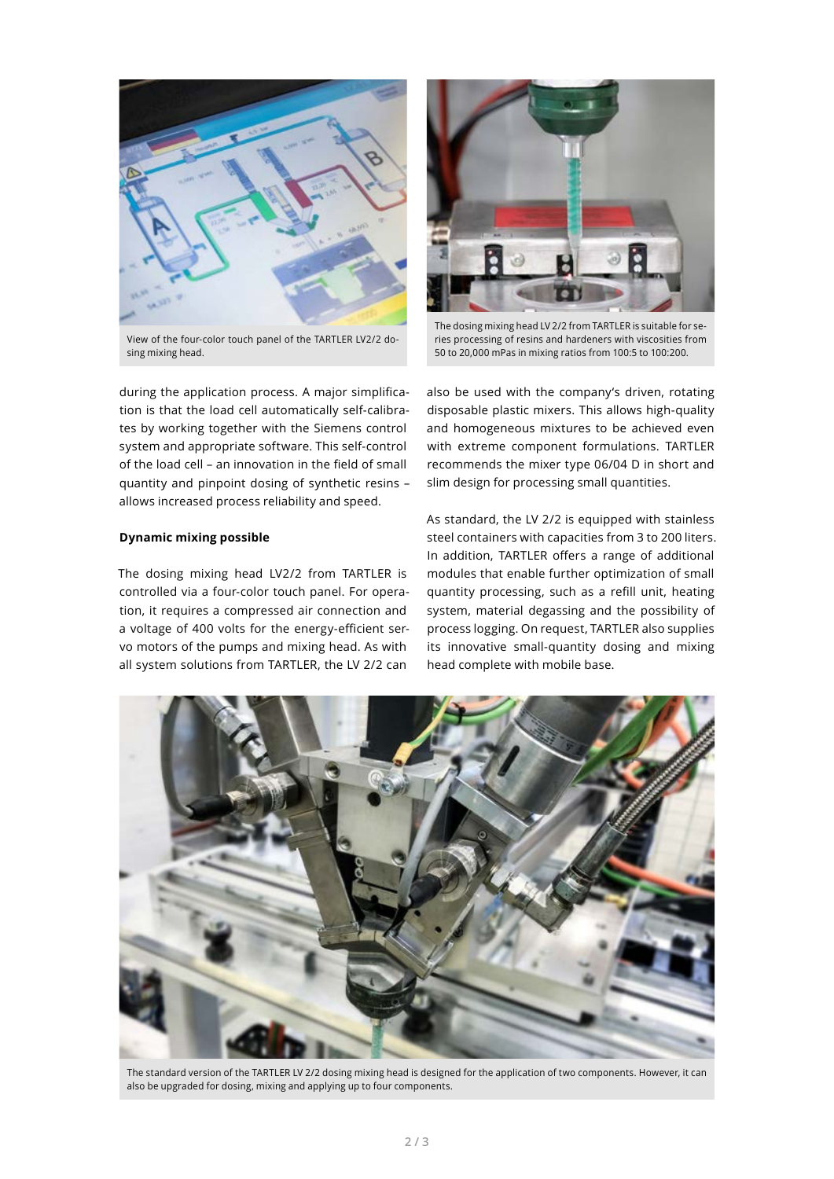View of the four-color touch panel of the TARTLER LV2/2 dosing mixing head.

The dosing mixing head LV 2/2 from TARTLER is suitable for series processing of resins and hardeners with viscosities from 50 to 20,000 mPas in mixing ratios from 100:5 to 100:200.

during the application process. A major simplification is that the load cell automatically self-calibrates by working together with the Siemens control system and appropriate software. This self-control of the load cell – an innovation in the field of small quantity and pinpoint dosing of synthetic resins – allows increased process reliability and speed.

**Dynamic mixing possible**

The dosing mixing head LV2/2 from TARTLER is controlled via a four-color touch panel. For operation, it requires a compressed air connection and a voltage of 400 volts for the energy-efficient servo motors of the pumps and mixing head. As with all system solutions from TARTLER, the LV 2/2 can also be used with the company's driven, rotating disposable plastic mixers. This allows high-quality and homogeneous mixtures to be achieved even with extreme component formulations. TARTLER recommends the mixer type 06/04 D in short and slim design for processing small quantities.

As standard, the LV 2/2 is equipped with stainless steel containers with capacities from 3 to 200 liters. In addition, TARTLER offers a range of additional modules that enable further optimization of small quantity processing, such as a refill unit, heating system, material degassing and the possibility of process logging. On request, TARTLER also supplies its innovative small-quantity dosing and mixing head complete with mobile base.

The standard version of the TARTLER LV 2/2 dosing mixing head is designed for the application of two components. However, it can also be upgraded for dosing, mixing and applying up to four components.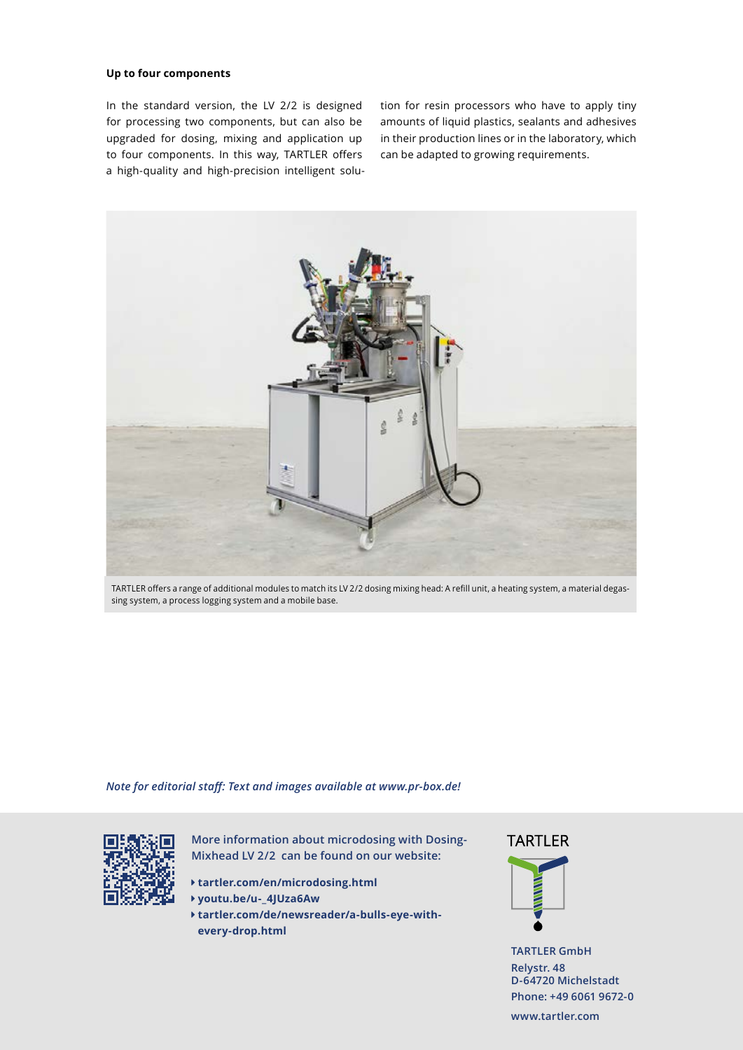### Up to four components

In the standard version, the LV 2/2 is designed for processing two components, but can also be upgraded for dosing, mixing and application up to four components. In this way, TARTLER offers a high-quality and high-precision intelligent solution for resin processors who have to apply tiny amounts of liquid plastics, sealants and adhesives in their production lines or in the laboratory, which can be adapted to growing requirements.

TARTLER offers a range of additional modules to match its LV 2/2 dosing mixing head: A refill unit, a heating system, a material degassing system, a process logging system and a mobile base.

*Note for editorial staff: Text and images available at www.pr-box.de!*

**More information about microdosing with Dosing-Mixhead LV 2/2 can be found on our website:**

- **tartler.com/en/microdosing.html**
- **youtu.be/u-_4JUza6Aw**
- **tartler.com/de/newsreader/a-bulls-eye-with-every-drop.html**

TARTLER

**TARTLER GmbH**
**Relystr. 48**
**D-64720 Michelstadt**
**Phone: +49 6061 9672-0**

**www.tartler.com**